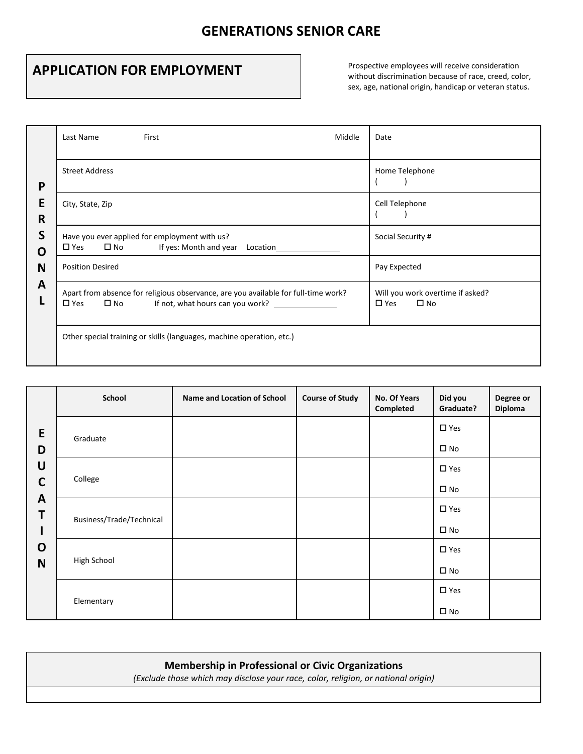# GENERATIONS SENIOR CARE

## APPLICATION FOR EMPLOYMENT

Prospective employees will receive consideration without discrimination because of race, creed, color, sex, age, national origin, handicap or veteran status.

**PERSONAL**

| | |
|---|---|
| Last Name First Middle | Date |
| Street Address | Home Telephone ( ) |
| City, State, Zip | Cell Telephone ( ) |
| Have you ever applied for employment with us? ☐ Yes ☐ No If yes: Month and year Location________ | Social Security # |
| Position Desired | Pay Expected |
| Apart from absence for religious observance, are you available for full-time work? ☐ Yes ☐ No If not, what hours can you work? ________ | Will you work overtime if asked? ☐ Yes ☐ No |
| Other special training or skills (languages, machine operation, etc.) | |

**EDUCATION**

| School | Name and Location of School | Course of Study | No. Of Years Completed | Did you Graduate? | Degree or Diploma |
|---|---|---|---|---|---|
| Graduate | | | | ☐ Yes ☐ No | |
| College | | | | ☐ Yes ☐ No | |
| Business/Trade/Technical | | | | ☐ Yes ☐ No | |
| High School | | | | ☐ Yes ☐ No | |
| Elementary | | | | ☐ Yes ☐ No | |

**Membership in Professional or Civic Organizations**

*(Exclude those which may disclose your race, color, religion, or national origin)*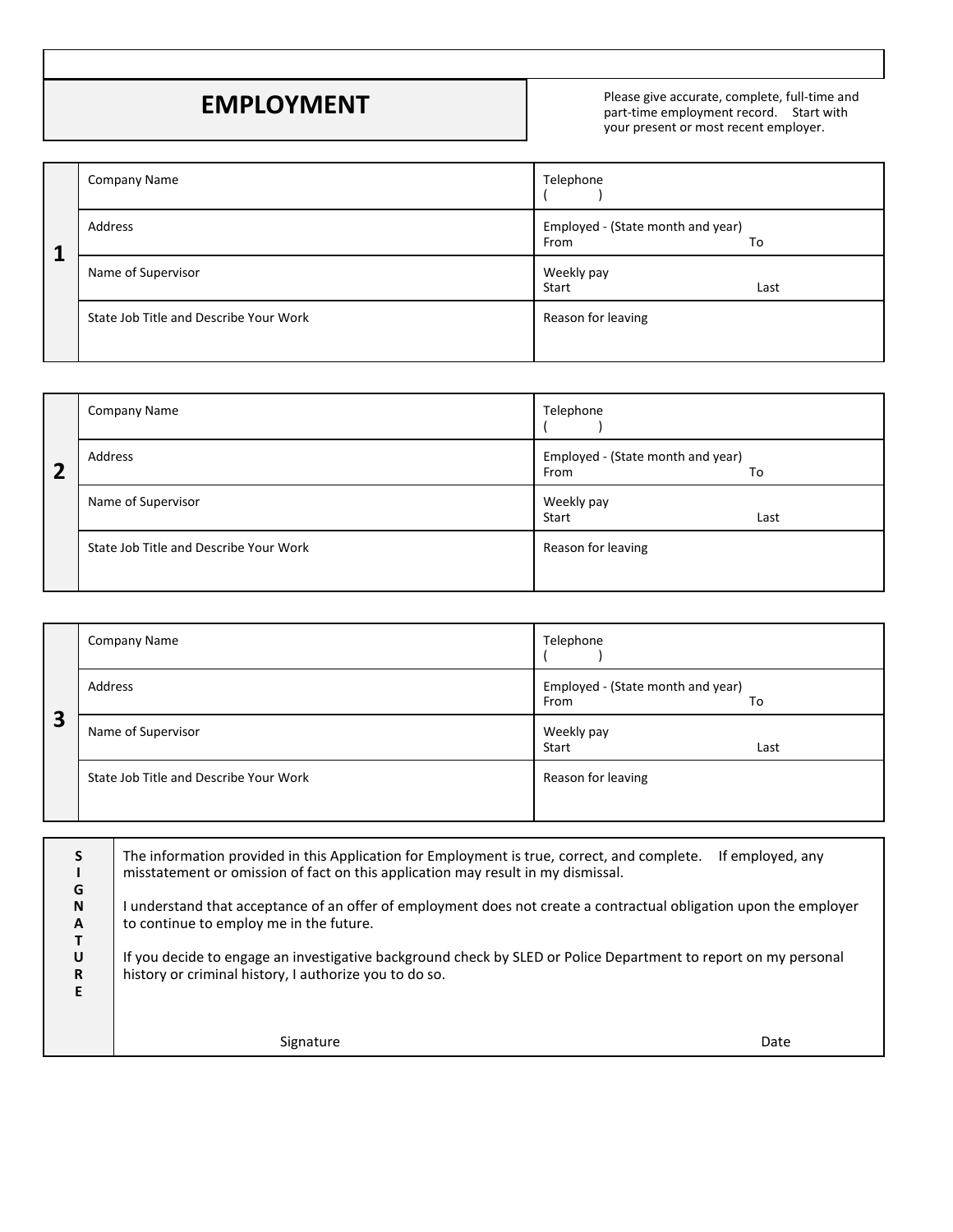# EMPLOYMENT

Please give accurate, complete, full-time and part-time employment record. Start with your present or most recent employer.

| | | |
|---|---|---|
| **1** | Company Name | Telephone<br>( ) |
| | Address | Employed - (State month and year)<br>From To |
| | Name of Supervisor | Weekly pay<br>Start Last |
| | State Job Title and Describe Your Work | Reason for leaving |

| | | |
|---|---|---|
| **2** | Company Name | Telephone<br>( ) |
| | Address | Employed - (State month and year)<br>From To |
| | Name of Supervisor | Weekly pay<br>Start Last |
| | State Job Title and Describe Your Work | Reason for leaving |

| | | |
|---|---|---|
| **3** | Company Name | Telephone<br>( ) |
| | Address | Employed - (State month and year)<br>From To |
| | Name of Supervisor | Weekly pay<br>Start Last |
| | State Job Title and Describe Your Work | Reason for leaving |

**SIGNATURE**

The information provided in this Application for Employment is true, correct, and complete. If employed, any misstatement or omission of fact on this application may result in my dismissal.

I understand that acceptance of an offer of employment does not create a contractual obligation upon the employer to continue to employ me in the future.

If you decide to engage an investigative background check by SLED or Police Department to report on my personal history or criminal history, I authorize you to do so.

Signature Date